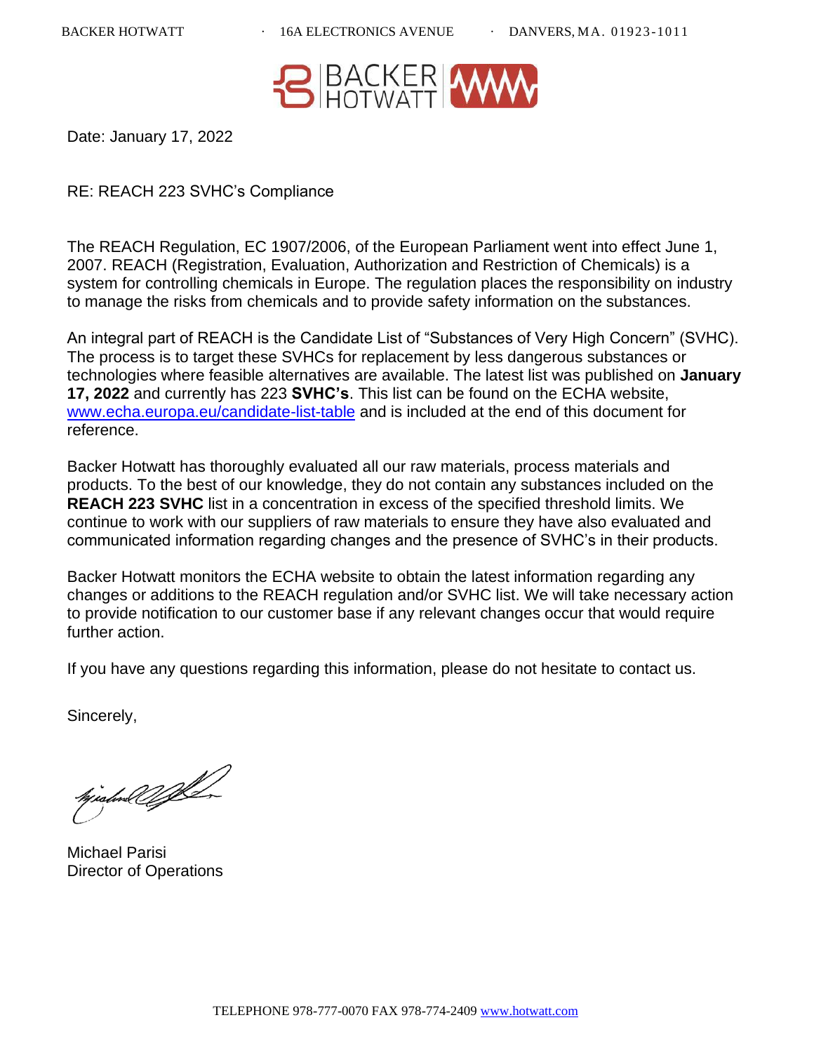BACKER HOTWATT · 16A ELECTRONICS AVENUE · DANVERS, MA. 01923-1011

Date: January 17, 2022

RE: REACH 223 SVHC's Compliance

The REACH Regulation, EC 1907/2006, of the European Parliament went into effect June 1, 2007. REACH (Registration, Evaluation, Authorization and Restriction of Chemicals) is a system for controlling chemicals in Europe. The regulation places the responsibility on industry to manage the risks from chemicals and to provide safety information on the substances.

An integral part of REACH is the Candidate List of "Substances of Very High Concern" (SVHC). The process is to target these SVHCs for replacement by less dangerous substances or technologies where feasible alternatives are available. The latest list was published on **January 17, 2022** and currently has 223 **SVHC's**. This list can be found on the ECHA website, [www.echa.europa.eu/candidate-list-table](www.echa.europa.eu/candidate-list-table) and is included at the end of this document for reference.

Backer Hotwatt has thoroughly evaluated all our raw materials, process materials and products. To the best of our knowledge, they do not contain any substances included on the **REACH 223 SVHC** list in a concentration in excess of the specified threshold limits. We continue to work with our suppliers of raw materials to ensure they have also evaluated and communicated information regarding changes and the presence of SVHC's in their products.

Backer Hotwatt monitors the ECHA website to obtain the latest information regarding any changes or additions to the REACH regulation and/or SVHC list. We will take necessary action to provide notification to our customer base if any relevant changes occur that would require further action.

If you have any questions regarding this information, please do not hesitate to contact us.

Sincerely,

Michael Parisi
Director of Operations

TELEPHONE 978-777-0070 FAX 978-774-2409 [www.hotwatt.com](www.hotwatt.com)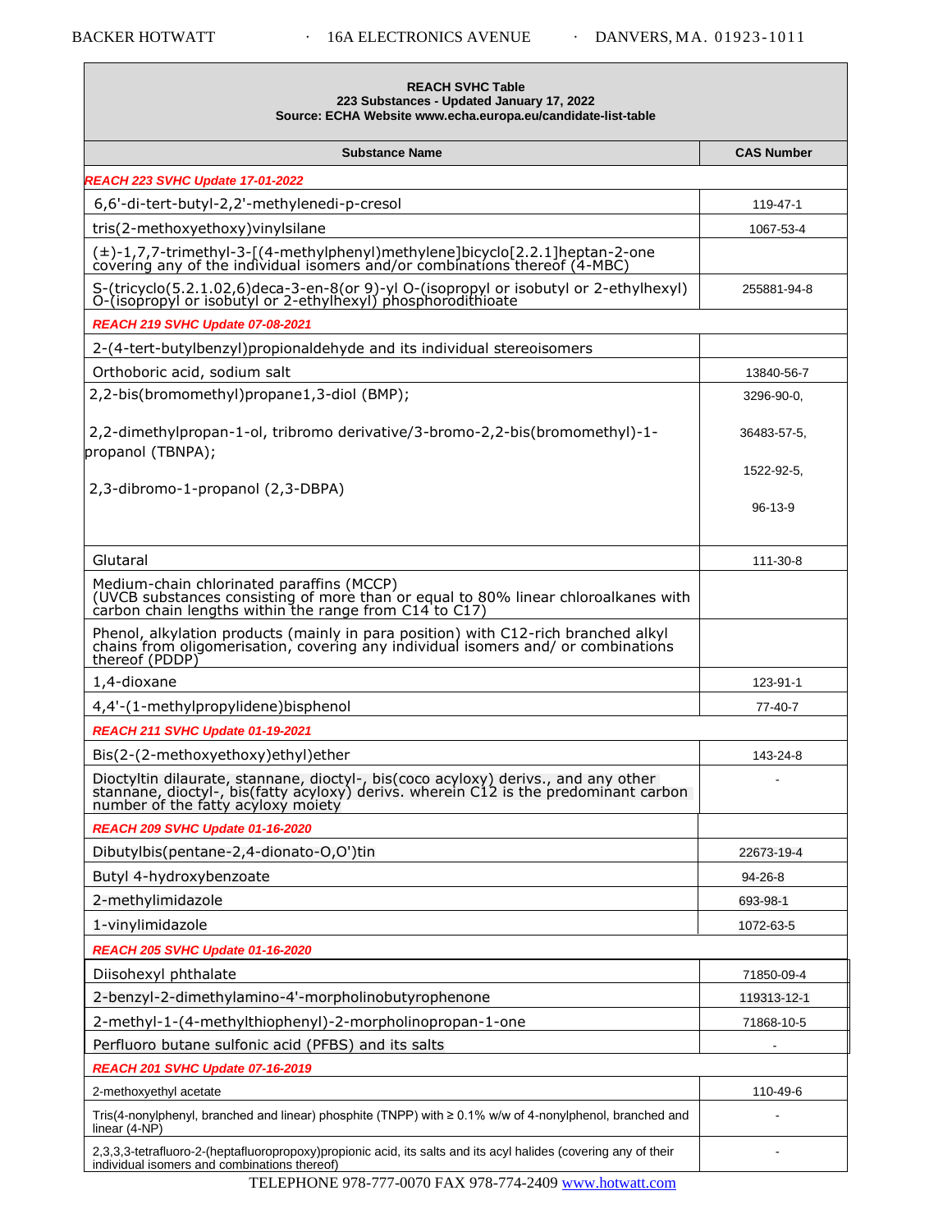| REACH SVHC Table<br>223 Substances - Updated January 17, 2022<br>Source: ECHA Website www.echa.europa.eu/candidate-list-table | |
|---|---|
| **Substance Name** | **CAS Number** |
| ***REACH 223 SVHC Update 17-01-2022*** | |
| 6,6'-di-tert-butyl-2,2'-methylenedi-p-cresol | 119-47-1 |
| tris(2-methoxyethoxy)vinylsilane | 1067-53-4 |
| (±)-1,7,7-trimethyl-3-[(4-methylphenyl)methylene]bicyclo[2.2.1]heptan-2-one covering any of the individual isomers and/or combinations thereof (4-MBC) | |
| S-(tricyclo(5.2.1.02,6)deca-3-en-8(or 9)-yl O-(isopropyl or isobutyl or 2-ethylhexyl) O-(isopropyl or isobutyl or 2-ethylhexyl) phosphorodithioate | 255881-94-8 |
| ***REACH 219 SVHC Update 07-08-2021*** | |
| 2-(4-tert-butylbenzyl)propionaldehyde and its individual stereoisomers | |
| Orthoboric acid, sodium salt | 13840-56-7 |
| 2,2-bis(bromomethyl)propane1,3-diol (BMP);<br><br>2,2-dimethylpropan-1-ol, tribromo derivative/3-bromo-2,2-bis(bromomethyl)-1-propanol (TBNPA);<br><br>2,3-dibromo-1-propanol (2,3-DBPA) | 3296-90-0,<br>36483-57-5,<br>1522-92-5,<br>96-13-9 |
| Glutaral | 111-30-8 |
| Medium-chain chlorinated paraffins (MCCP)<br>(UVCB substances consisting of more than or equal to 80% linear chloroalkanes with carbon chain lengths within the range from C14 to C17) | |
| Phenol, alkylation products (mainly in para position) with C12-rich branched alkyl chains from oligomerisation, covering any individual isomers and/ or combinations thereof (PDDP) | |
| 1,4-dioxane | 123-91-1 |
| 4,4'-(1-methylpropylidene)bisphenol | 77-40-7 |
| ***REACH 211 SVHC Update 01-19-2021*** | |
| Bis(2-(2-methoxyethoxy)ethyl)ether | 143-24-8 |
| Dioctyltin dilaurate, stannane, dioctyl-, bis(coco acyloxy) derivs., and any other stannane, dioctyl-, bis(fatty acyloxy) derivs. wherein C12 is the predominant carbon number of the fatty acyloxy moiety | - |
| ***REACH 209 SVHC Update 01-16-2020*** | |
| Dibutylbis(pentane-2,4-dionato-O,O')tin | 22673-19-4 |
| Butyl 4-hydroxybenzoate | 94-26-8 |
| 2-methylimidazole | 693-98-1 |
| 1-vinylimidazole | 1072-63-5 |
| ***REACH 205 SVHC Update 01-16-2020*** | |
| Diisohexyl phthalate | 71850-09-4 |
| 2-benzyl-2-dimethylamino-4'-morpholinobutyrophenone | 119313-12-1 |
| 2-methyl-1-(4-methylthiophenyl)-2-morpholinopropan-1-one | 71868-10-5 |
| Perfluoro butane sulfonic acid (PFBS) and its salts | - |
| ***REACH 201 SVHC Update 07-16-2019*** | |
| 2-methoxyethyl acetate | 110-49-6 |
| Tris(4-nonylphenyl, branched and linear) phosphite (TNPP) with ≥ 0.1% w/w of 4-nonylphenol, branched and linear (4-NP) | - |
| 2,3,3,3-tetrafluoro-2-(heptafluoropropoxy)propionic acid, its salts and its acyl halides (covering any of their individual isomers and combinations thereof) | - |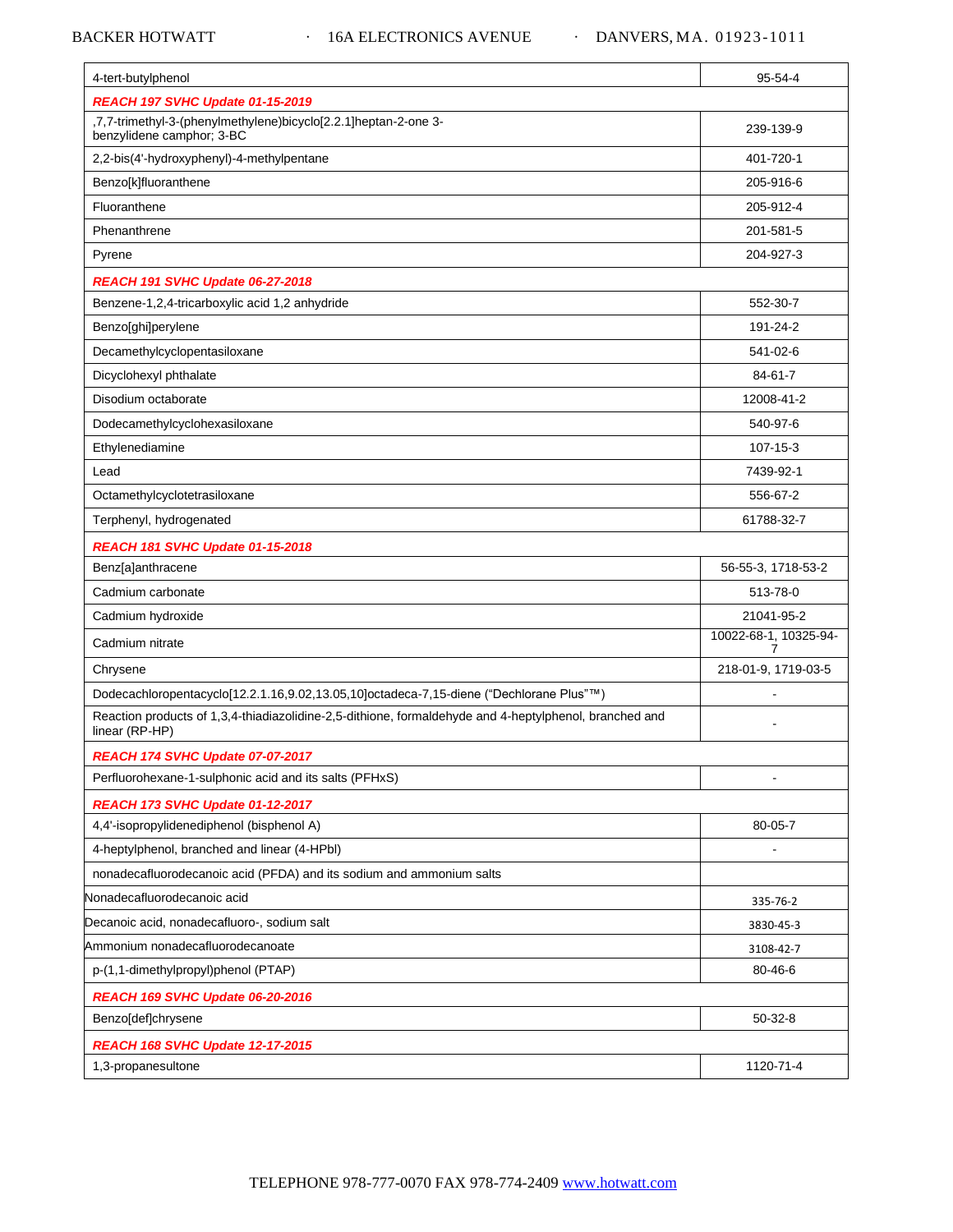| 4-tert-butylphenol | 95-54-4 |
|---|---|
| ***REACH 197 SVHC Update 01-15-2019*** | |
| ,7,7-trimethyl-3-(phenylmethylene)bicyclo[2.2.1]heptan-2-one 3-benzylidene camphor; 3-BC | 239-139-9 |
| 2,2-bis(4'-hydroxyphenyl)-4-methylpentane | 401-720-1 |
| Benzo[k]fluoranthene | 205-916-6 |
| Fluoranthene | 205-912-4 |
| Phenanthrene | 201-581-5 |
| Pyrene | 204-927-3 |
| ***REACH 191 SVHC Update 06-27-2018*** | |
| Benzene-1,2,4-tricarboxylic acid 1,2 anhydride | 552-30-7 |
| Benzo[ghi]perylene | 191-24-2 |
| Decamethylcyclopentasiloxane | 541-02-6 |
| Dicyclohexyl phthalate | 84-61-7 |
| Disodium octaborate | 12008-41-2 |
| Dodecamethylcyclohexasiloxane | 540-97-6 |
| Ethylenediamine | 107-15-3 |
| Lead | 7439-92-1 |
| Octamethylcyclotetrasiloxane | 556-67-2 |
| Terphenyl, hydrogenated | 61788-32-7 |
| ***REACH 181 SVHC Update 01-15-2018*** | |
| Benz[a]anthracene | 56-55-3, 1718-53-2 |
| Cadmium carbonate | 513-78-0 |
| Cadmium hydroxide | 21041-95-2 |
| Cadmium nitrate | 10022-68-1, 10325-94-7 |
| Chrysene | 218-01-9, 1719-03-5 |
| Dodecachloropentacyclo[12.2.1.16,9.02,13.05,10]octadeca-7,15-diene ("Dechlorane Plus"™) | - |
| Reaction products of 1,3,4-thiadiazolidine-2,5-dithione, formaldehyde and 4-heptylphenol, branched and linear (RP-HP) | - |
| ***REACH 174 SVHC Update 07-07-2017*** | |
| Perfluorohexane-1-sulphonic acid and its salts (PFHxS) | - |
| ***REACH 173 SVHC Update 01-12-2017*** | |
| 4,4'-isopropylidenediphenol (bisphenol A) | 80-05-7 |
| 4-heptylphenol, branched and linear (4-HPbl) | - |
| nonadecafluorodecanoic acid (PFDA) and its sodium and ammonium salts | |
| Nonadecafluorodecanoic acid | 335-76-2 |
| Decanoic acid, nonadecafluoro-, sodium salt | 3830-45-3 |
| Ammonium nonadecafluorodecanoate | 3108-42-7 |
| p-(1,1-dimethylpropyl)phenol (PTAP) | 80-46-6 |
| ***REACH 169 SVHC Update 06-20-2016*** | |
| Benzo[def]chrysene | 50-32-8 |
| ***REACH 168 SVHC Update 12-17-2015*** | |
| 1,3-propanesultone | 1120-71-4 |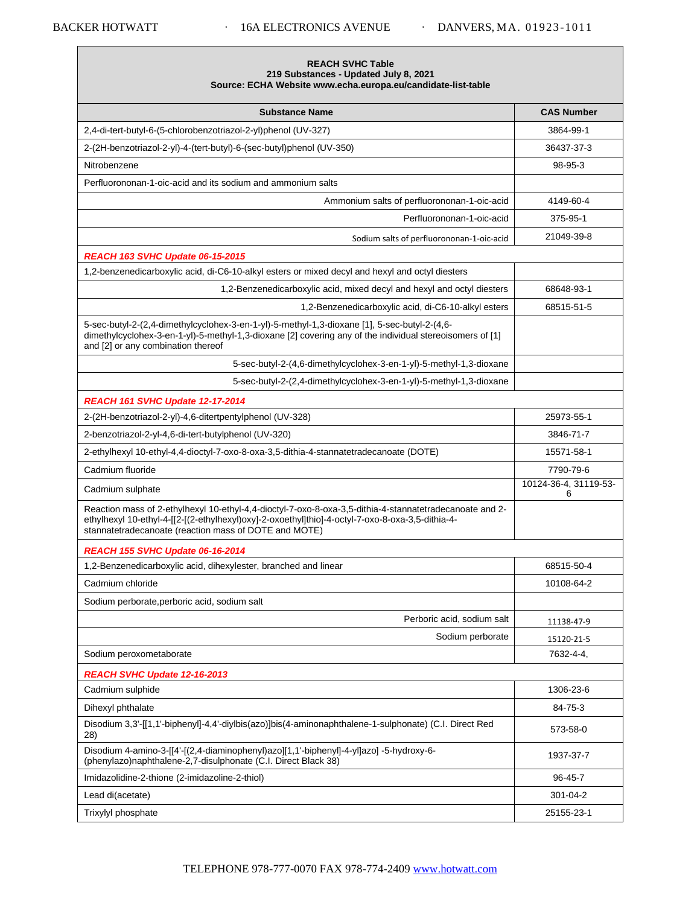| REACH SVHC Table<br>219 Substances - Updated July 8, 2021<br>Source: ECHA Website www.echa.europa.eu/candidate-list-table | |
|---|---|
| **Substance Name** | **CAS Number** |
| 2,4-di-tert-butyl-6-(5-chlorobenzotriazol-2-yl)phenol (UV-327) | 3864-99-1 |
| 2-(2H-benzotriazol-2-yl)-4-(tert-butyl)-6-(sec-butyl)phenol (UV-350) | 36437-37-3 |
| Nitrobenzene | 98-95-3 |
| Perfluorononan-1-oic-acid and its sodium and ammonium salts | |
| Ammonium salts of perfluorononan-1-oic-acid | 4149-60-4 |
| Perfluorononan-1-oic-acid | 375-95-1 |
| Sodium salts of perfluorononan-1-oic-acid | 21049-39-8 |
| *REACH 163 SVHC Update 06-15-2015* | |
| 1,2-benzenedicarboxylic acid, di-C6-10-alkyl esters or mixed decyl and hexyl and octyl diesters | |
| 1,2-Benzenedicarboxylic acid, mixed decyl and hexyl and octyl diesters | 68648-93-1 |
| 1,2-Benzenedicarboxylic acid, di-C6-10-alkyl esters | 68515-51-5 |
| 5-sec-butyl-2-(2,4-dimethylcyclohex-3-en-1-yl)-5-methyl-1,3-dioxane [1], 5-sec-butyl-2-(4,6-dimethylcyclohex-3-en-1-yl)-5-methyl-1,3-dioxane [2] covering any of the individual stereoisomers of [1] and [2] or any combination thereof | |
| 5-sec-butyl-2-(4,6-dimethylcyclohex-3-en-1-yl)-5-methyl-1,3-dioxane | |
| 5-sec-butyl-2-(2,4-dimethylcyclohex-3-en-1-yl)-5-methyl-1,3-dioxane | |
| *REACH 161 SVHC Update 12-17-2014* | |
| 2-(2H-benzotriazol-2-yl)-4,6-ditertpentylphenol (UV-328) | 25973-55-1 |
| 2-benzotriazol-2-yl-4,6-di-tert-butylphenol (UV-320) | 3846-71-7 |
| 2-ethylhexyl 10-ethyl-4,4-dioctyl-7-oxo-8-oxa-3,5-dithia-4-stannatetradecanoate (DOTE) | 15571-58-1 |
| Cadmium fluoride | 7790-79-6 |
| Cadmium sulphate | 10124-36-4, 31119-53-6 |
| Reaction mass of 2-ethylhexyl 10-ethyl-4,4-dioctyl-7-oxo-8-oxa-3,5-dithia-4-stannatetradecanoate and 2-ethylhexyl 10-ethyl-4-[[2-[(2-ethylhexyl)oxy]-2-oxoethyl]thio]-4-octyl-7-oxo-8-oxa-3,5-dithia-4-stannatetradecanoate (reaction mass of DOTE and MOTE) | |
| *REACH 155 SVHC Update 06-16-2014* | |
| 1,2-Benzenedicarboxylic acid, dihexylester, branched and linear | 68515-50-4 |
| Cadmium chloride | 10108-64-2 |
| Sodium perborate,perboric acid, sodium salt | |
| Perboric acid, sodium salt | 11138-47-9 |
| Sodium perborate | 15120-21-5 |
| Sodium peroxometaborate | 7632-4-4, |
| *REACH SVHC Update 12-16-2013* | |
| Cadmium sulphide | 1306-23-6 |
| Dihexyl phthalate | 84-75-3 |
| Disodium 3,3'-[[1,1'-biphenyl]-4,4'-diylbis(azo)]bis(4-aminonaphthalene-1-sulphonate) (C.I. Direct Red 28) | 573-58-0 |
| Disodium 4-amino-3-[[4'-[(2,4-diaminophenyl)azo][1,1'-biphenyl]-4-yl]azo] -5-hydroxy-6-(phenylazo)naphthalene-2,7-disulphonate (C.I. Direct Black 38) | 1937-37-7 |
| Imidazolidine-2-thione (2-imidazoline-2-thiol) | 96-45-7 |
| Lead di(acetate) | 301-04-2 |
| Trixylyl phosphate | 25155-23-1 |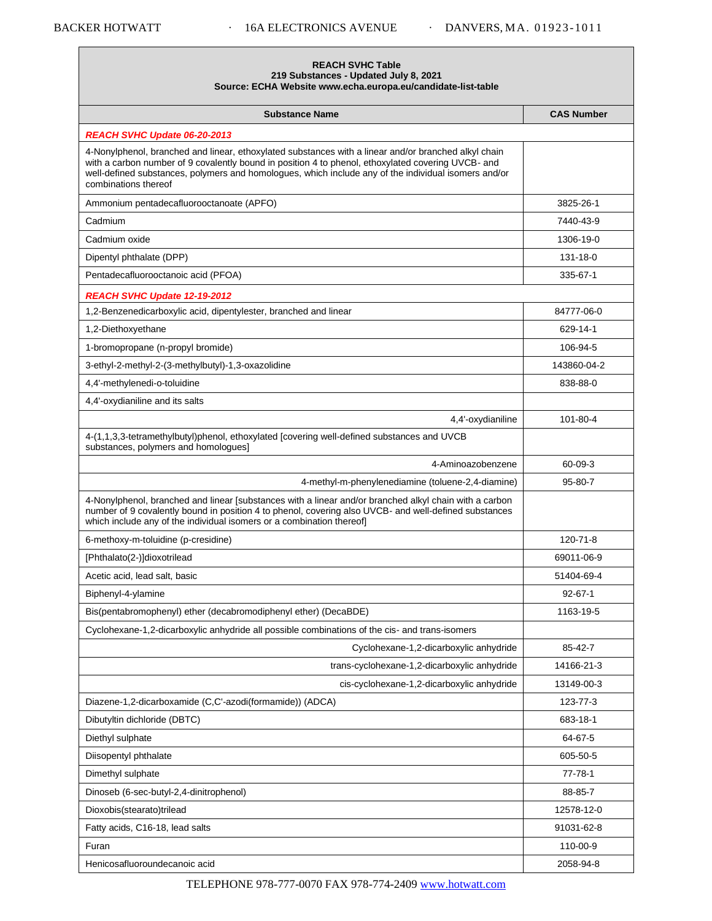| REACH SVHC Table<br>219 Substances - Updated July 8, 2021<br>Source: ECHA Website www.echa.europa.eu/candidate-list-table | |
|---|---|
| **Substance Name** | **CAS Number** |
| ***REACH SVHC Update 06-20-2013*** | |
| 4-Nonylphenol, branched and linear, ethoxylated substances with a linear and/or branched alkyl chain with a carbon number of 9 covalently bound in position 4 to phenol, ethoxylated covering UVCB- and well-defined substances, polymers and homologues, which include any of the individual isomers and/or combinations thereof | |
| Ammonium pentadecafluorooctanoate (APFO) | 3825-26-1 |
| Cadmium | 7440-43-9 |
| Cadmium oxide | 1306-19-0 |
| Dipentyl phthalate (DPP) | 131-18-0 |
| Pentadecafluorooctanoic acid (PFOA) | 335-67-1 |
| ***REACH SVHC Update 12-19-2012*** | |
| 1,2-Benzenedicarboxylic acid, dipentylester, branched and linear | 84777-06-0 |
| 1,2-Diethoxyethane | 629-14-1 |
| 1-bromopropane (n-propyl bromide) | 106-94-5 |
| 3-ethyl-2-methyl-2-(3-methylbutyl)-1,3-oxazolidine | 143860-04-2 |
| 4,4'-methylenedi-o-toluidine | 838-88-0 |
| 4,4'-oxydianiline and its salts | |
| 4,4'-oxydianiline | 101-80-4 |
| 4-(1,1,3,3-tetramethylbutyl)phenol, ethoxylated [covering well-defined substances and UVCB substances, polymers and homologues] | |
| 4-Aminoazobenzene | 60-09-3 |
| 4-methyl-m-phenylenediamine (toluene-2,4-diamine) | 95-80-7 |
| 4-Nonylphenol, branched and linear [substances with a linear and/or branched alkyl chain with a carbon number of 9 covalently bound in position 4 to phenol, covering also UVCB- and well-defined substances which include any of the individual isomers or a combination thereof] | |
| 6-methoxy-m-toluidine (p-cresidine) | 120-71-8 |
| [Phthalato(2-)]dioxotrilead | 69011-06-9 |
| Acetic acid, lead salt, basic | 51404-69-4 |
| Biphenyl-4-ylamine | 92-67-1 |
| Bis(pentabromophenyl) ether (decabromodiphenyl ether) (DecaBDE) | 1163-19-5 |
| Cyclohexane-1,2-dicarboxylic anhydride all possible combinations of the cis- and trans-isomers | |
| Cyclohexane-1,2-dicarboxylic anhydride | 85-42-7 |
| trans-cyclohexane-1,2-dicarboxylic anhydride | 14166-21-3 |
| cis-cyclohexane-1,2-dicarboxylic anhydride | 13149-00-3 |
| Diazene-1,2-dicarboxamide (C,C'-azodi(formamide)) (ADCA) | 123-77-3 |
| Dibutyltin dichloride (DBTC) | 683-18-1 |
| Diethyl sulphate | 64-67-5 |
| Diisopentyl phthalate | 605-50-5 |
| Dimethyl sulphate | 77-78-1 |
| Dinoseb (6-sec-butyl-2,4-dinitrophenol) | 88-85-7 |
| Dioxobis(stearato)trilead | 12578-12-0 |
| Fatty acids, C16-18, lead salts | 91031-62-8 |
| Furan | 110-00-9 |
| Henicosafluoroundecanoic acid | 2058-94-8 |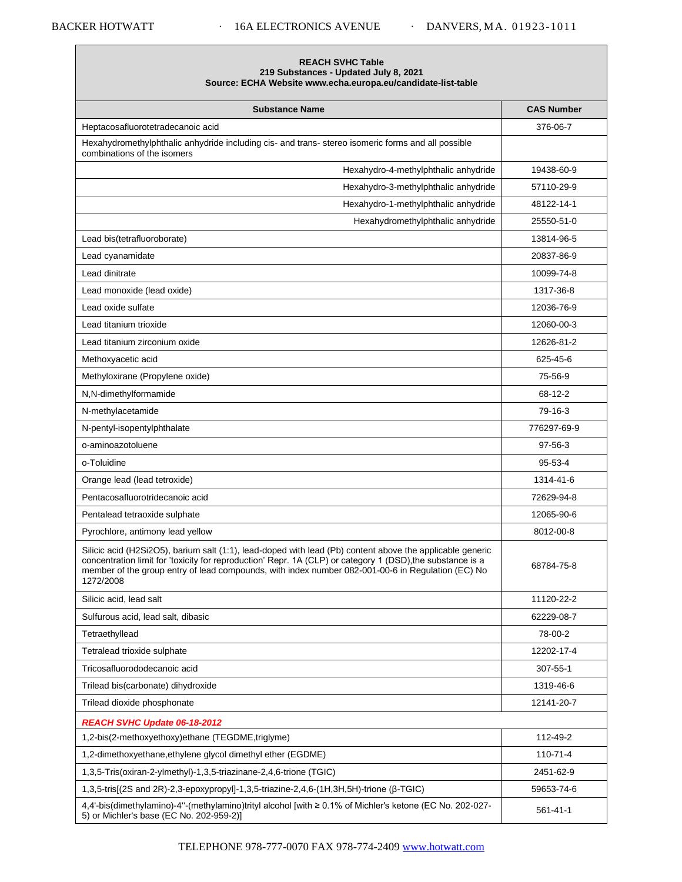| REACH SVHC Table<br>219 Substances - Updated July 8, 2021<br>Source: ECHA Website www.echa.europa.eu/candidate-list-table | |
|---|---|
| **Substance Name** | **CAS Number** |
| Heptacosafluorotetradecanoic acid | 376-06-7 |
| Hexahydromethylphthalic anhydride including cis- and trans- stereo isomeric forms and all possible combinations of the isomers | |
| Hexahydro-4-methylphthalic anhydride | 19438-60-9 |
| Hexahydro-3-methylphthalic anhydride | 57110-29-9 |
| Hexahydro-1-methylphthalic anhydride | 48122-14-1 |
| Hexahydromethylphthalic anhydride | 25550-51-0 |
| Lead bis(tetrafluoroborate) | 13814-96-5 |
| Lead cyanamidate | 20837-86-9 |
| Lead dinitrate | 10099-74-8 |
| Lead monoxide (lead oxide) | 1317-36-8 |
| Lead oxide sulfate | 12036-76-9 |
| Lead titanium trioxide | 12060-00-3 |
| Lead titanium zirconium oxide | 12626-81-2 |
| Methoxyacetic acid | 625-45-6 |
| Methyloxirane (Propylene oxide) | 75-56-9 |
| N,N-dimethylformamide | 68-12-2 |
| N-methylacetamide | 79-16-3 |
| N-pentyl-isopentylphthalate | 776297-69-9 |
| o-aminoazotoluene | 97-56-3 |
| o-Toluidine | 95-53-4 |
| Orange lead (lead tetroxide) | 1314-41-6 |
| Pentacosafluorotridecanoic acid | 72629-94-8 |
| Pentalead tetraoxide sulphate | 12065-90-6 |
| Pyrochlore, antimony lead yellow | 8012-00-8 |
| Silicic acid ($H_2Si_2O_5$), barium salt (1:1), lead-doped with lead (Pb) content above the applicable generic concentration limit for 'toxicity for reproduction' Repr. 1A (CLP) or category 1 (DSD),the substance is a member of the group entry of lead compounds, with index number 082-001-00-6 in Regulation (EC) No 1272/2008 | 68784-75-8 |
| Silicic acid, lead salt | 11120-22-2 |
| Sulfurous acid, lead salt, dibasic | 62229-08-7 |
| Tetraethyllead | 78-00-2 |
| Tetralead trioxide sulphate | 12202-17-4 |
| Tricosafluorododecanoic acid | 307-55-1 |
| Trilead bis(carbonate) dihydroxide | 1319-46-6 |
| Trilead dioxide phosphonate | 12141-20-7 |
| ***REACH SVHC Update 06-18-2012*** | |
| 1,2-bis(2-methoxyethoxy)ethane (TEGDME,triglyme) | 112-49-2 |
| 1,2-dimethoxyethane,ethylene glycol dimethyl ether (EGDME) | 110-71-4 |
| 1,3,5-Tris(oxiran-2-ylmethyl)-1,3,5-triazinane-2,4,6-trione (TGIC) | 2451-62-9 |
| 1,3,5-tris[(2S and 2R)-2,3-epoxypropyl]-1,3,5-triazine-2,4,6-(1H,3H,5H)-trione (β-TGIC) | 59653-74-6 |
| 4,4'-bis(dimethylamino)-4''-(methylamino)trityl alcohol [with ≥ 0.1% of Michler's ketone (EC No. 202-027-5) or Michler's base (EC No. 202-959-2)] | 561-41-1 |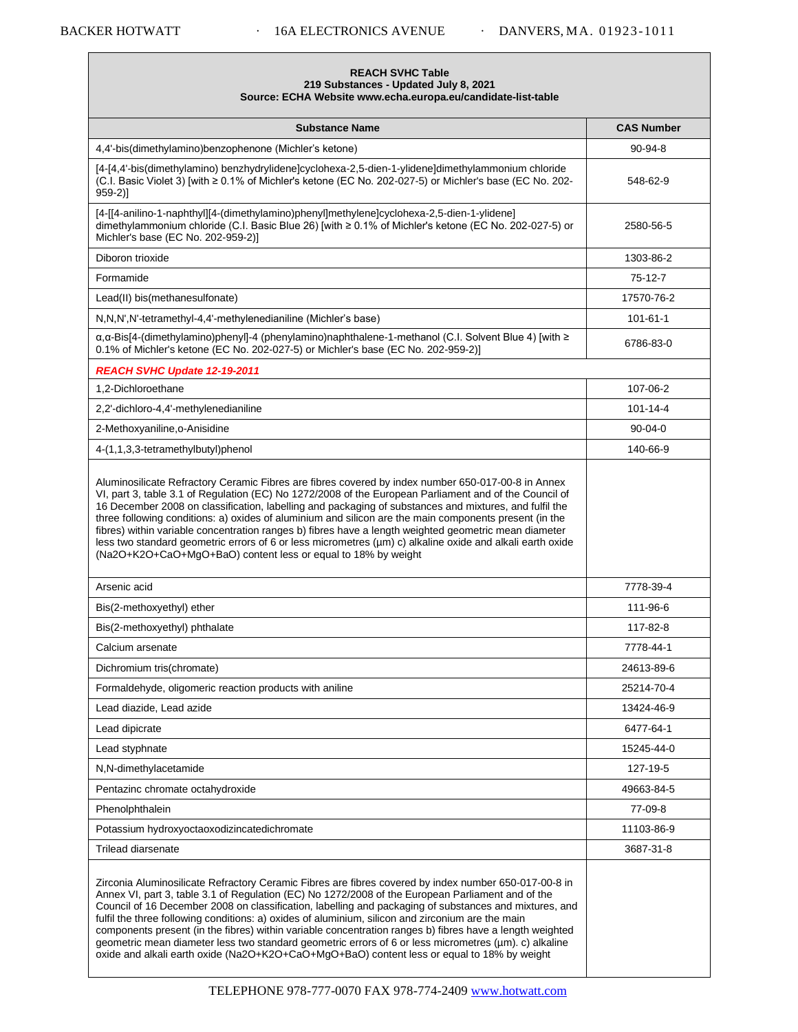| REACH SVHC Table<br>219 Substances - Updated July 8, 2021<br>Source: ECHA Website www.echa.europa.eu/candidate-list-table | |
|---|---|
| **Substance Name** | **CAS Number** |
| 4,4'-bis(dimethylamino)benzophenone (Michler's ketone) | 90-94-8 |
| [4-[4,4'-bis(dimethylamino) benzhydrylidene]cyclohexa-2,5-dien-1-ylidene]dimethylammonium chloride (C.I. Basic Violet 3) [with ≥ 0.1% of Michler's ketone (EC No. 202-027-5) or Michler's base (EC No. 202-959-2)] | 548-62-9 |
| [4-[[4-anilino-1-naphthyl][4-(dimethylamino)phenyl]methylene]cyclohexa-2,5-dien-1-ylidene] dimethylammonium chloride (C.I. Basic Blue 26) [with ≥ 0.1% of Michler's ketone (EC No. 202-027-5) or Michler's base (EC No. 202-959-2)] | 2580-56-5 |
| Diboron trioxide | 1303-86-2 |
| Formamide | 75-12-7 |
| Lead(II) bis(methanesulfonate) | 17570-76-2 |
| N,N,N',N'-tetramethyl-4,4'-methylenedianiline (Michler's base) | 101-61-1 |
| α,α-Bis[4-(dimethylamino)phenyl]-4 (phenylamino)naphthalene-1-methanol (C.I. Solvent Blue 4) [with ≥ 0.1% of Michler's ketone (EC No. 202-027-5) or Michler's base (EC No. 202-959-2)] | 6786-83-0 |
| ***REACH SVHC Update 12-19-2011*** | |
| 1,2-Dichloroethane | 107-06-2 |
| 2,2'-dichloro-4,4'-methylenedianiline | 101-14-4 |
| 2-Methoxyaniline,o-Anisidine | 90-04-0 |
| 4-(1,1,3,3-tetramethylbutyl)phenol | 140-66-9 |
| Aluminosilicate Refractory Ceramic Fibres are fibres covered by index number 650-017-00-8 in Annex VI, part 3, table 3.1 of Regulation (EC) No 1272/2008 of the European Parliament and of the Council of 16 December 2008 on classification, labelling and packaging of substances and mixtures, and fulfil the three following conditions: a) oxides of aluminium and silicon are the main components present (in the fibres) within variable concentration ranges b) fibres have a length weighted geometric mean diameter less two standard geometric errors of 6 or less micrometres (µm) c) alkaline oxide and alkali earth oxide ($Na_2O$+$K_2O$+CaO+MgO+BaO) content less or equal to 18% by weight | |
| Arsenic acid | 7778-39-4 |
| Bis(2-methoxyethyl) ether | 111-96-6 |
| Bis(2-methoxyethyl) phthalate | 117-82-8 |
| Calcium arsenate | 7778-44-1 |
| Dichromium tris(chromate) | 24613-89-6 |
| Formaldehyde, oligomeric reaction products with aniline | 25214-70-4 |
| Lead diazide, Lead azide | 13424-46-9 |
| Lead dipicrate | 6477-64-1 |
| Lead styphnate | 15245-44-0 |
| N,N-dimethylacetamide | 127-19-5 |
| Pentazinc chromate octahydroxide | 49663-84-5 |
| Phenolphthalein | 77-09-8 |
| Potassium hydroxyoctaoxodizincatedichromate | 11103-86-9 |
| Trilead diarsenate | 3687-31-8 |
| Zirconia Aluminosilicate Refractory Ceramic Fibres are fibres covered by index number 650-017-00-8 in Annex VI, part 3, table 3.1 of Regulation (EC) No 1272/2008 of the European Parliament and of the Council of 16 December 2008 on classification, labelling and packaging of substances and mixtures, and fulfil the three following conditions: a) oxides of aluminium, silicon and zirconium are the main components present (in the fibres) within variable concentration ranges b) fibres have a length weighted geometric mean diameter less two standard geometric errors of 6 or less micrometres (µm). c) alkaline oxide and alkali earth oxide ($Na_2O$+$K_2O$+CaO+MgO+BaO) content less or equal to 18% by weight | |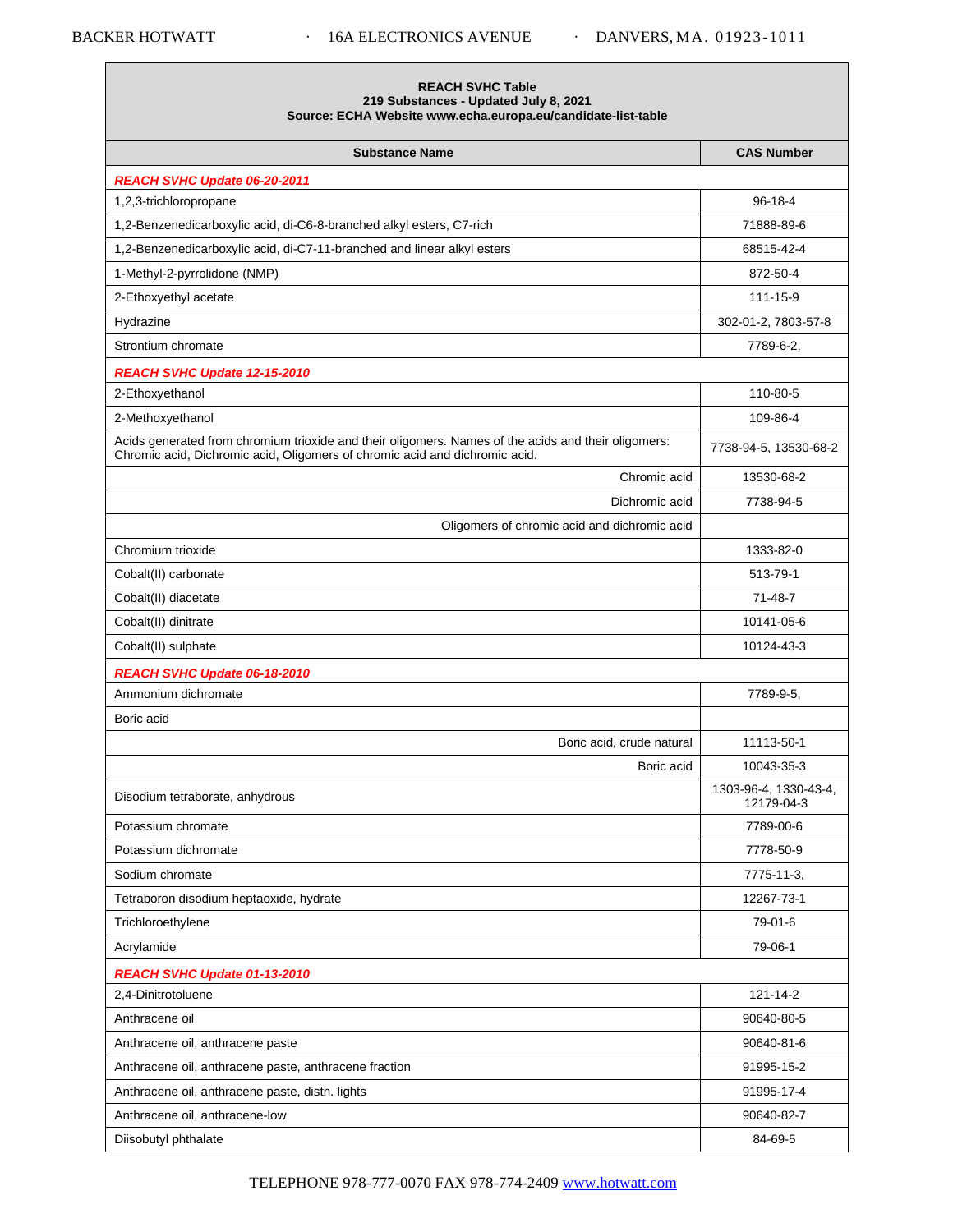| REACH SVHC Table<br>219 Substances - Updated July 8, 2021<br>Source: ECHA Website www.echa.europa.eu/candidate-list-table | |
|---|---|
| **Substance Name** | **CAS Number** |
| ***REACH SVHC Update 06-20-2011*** | |
| 1,2,3-trichloropropane | 96-18-4 |
| 1,2-Benzenedicarboxylic acid, di-C6-8-branched alkyl esters, C7-rich | 71888-89-6 |
| 1,2-Benzenedicarboxylic acid, di-C7-11-branched and linear alkyl esters | 68515-42-4 |
| 1-Methyl-2-pyrrolidone (NMP) | 872-50-4 |
| 2-Ethoxyethyl acetate | 111-15-9 |
| Hydrazine | 302-01-2, 7803-57-8 |
| Strontium chromate | 7789-6-2, |
| ***REACH SVHC Update 12-15-2010*** | |
| 2-Ethoxyethanol | 110-80-5 |
| 2-Methoxyethanol | 109-86-4 |
| Acids generated from chromium trioxide and their oligomers. Names of the acids and their oligomers: Chromic acid, Dichromic acid, Oligomers of chromic acid and dichromic acid. | 7738-94-5, 13530-68-2 |
| Chromic acid | 13530-68-2 |
| Dichromic acid | 7738-94-5 |
| Oligomers of chromic acid and dichromic acid | |
| Chromium trioxide | 1333-82-0 |
| Cobalt(II) carbonate | 513-79-1 |
| Cobalt(II) diacetate | 71-48-7 |
| Cobalt(II) dinitrate | 10141-05-6 |
| Cobalt(II) sulphate | 10124-43-3 |
| ***REACH SVHC Update 06-18-2010*** | |
| Ammonium dichromate | 7789-9-5, |
| Boric acid | |
| Boric acid, crude natural | 11113-50-1 |
| Boric acid | 10043-35-3 |
| Disodium tetraborate, anhydrous | 1303-96-4, 1330-43-4, 12179-04-3 |
| Potassium chromate | 7789-00-6 |
| Potassium dichromate | 7778-50-9 |
| Sodium chromate | 7775-11-3, |
| Tetraboron disodium heptaoxide, hydrate | 12267-73-1 |
| Trichloroethylene | 79-01-6 |
| Acrylamide | 79-06-1 |
| ***REACH SVHC Update 01-13-2010*** | |
| 2,4-Dinitrotoluene | 121-14-2 |
| Anthracene oil | 90640-80-5 |
| Anthracene oil, anthracene paste | 90640-81-6 |
| Anthracene oil, anthracene paste, anthracene fraction | 91995-15-2 |
| Anthracene oil, anthracene paste, distn. lights | 91995-17-4 |
| Anthracene oil, anthracene-low | 90640-82-7 |
| Diisobutyl phthalate | 84-69-5 |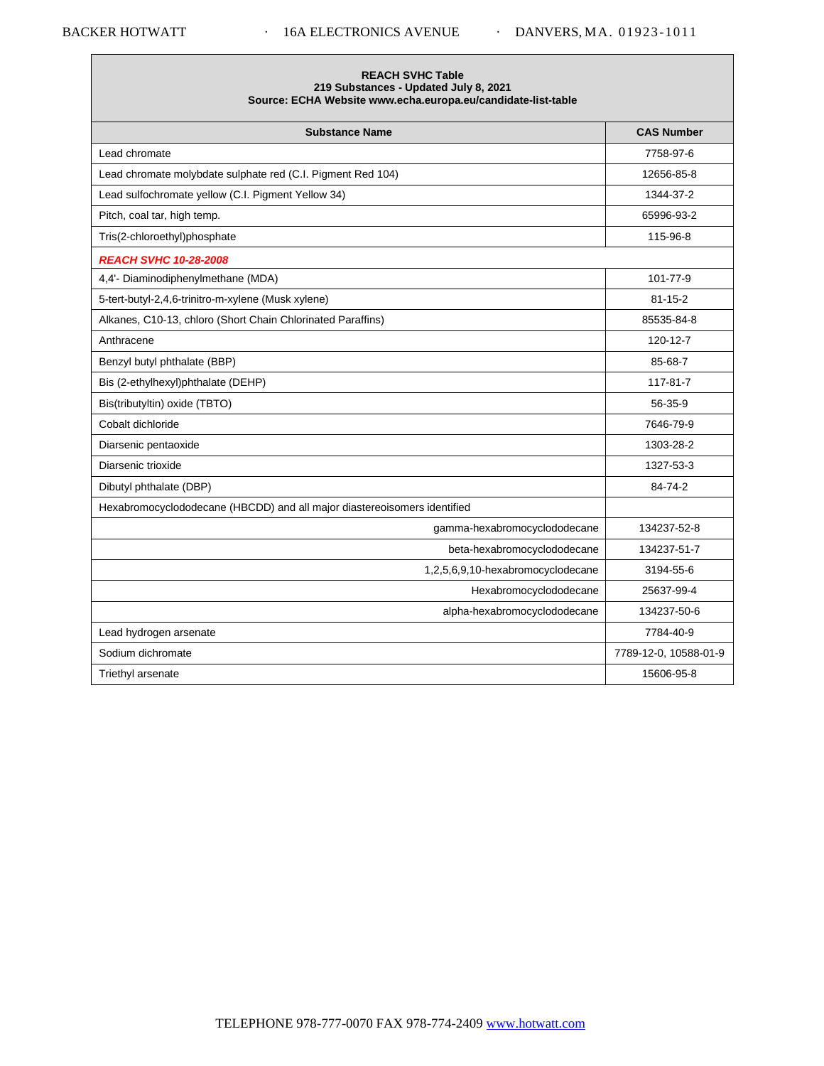| REACH SVHC Table<br>219 Substances - Updated July 8, 2021<br>Source: ECHA Website www.echa.europa.eu/candidate-list-table | |
|---|---|
| **Substance Name** | **CAS Number** |
| Lead chromate | 7758-97-6 |
| Lead chromate molybdate sulphate red (C.I. Pigment Red 104) | 12656-85-8 |
| Lead sulfochromate yellow (C.I. Pigment Yellow 34) | 1344-37-2 |
| Pitch, coal tar, high temp. | 65996-93-2 |
| Tris(2-chloroethyl)phosphate | 115-96-8 |
| ***REACH SVHC 10-28-2008*** | |
| 4,4'- Diaminodiphenylmethane (MDA) | 101-77-9 |
| 5-tert-butyl-2,4,6-trinitro-m-xylene (Musk xylene) | 81-15-2 |
| Alkanes, C10-13, chloro (Short Chain Chlorinated Paraffins) | 85535-84-8 |
| Anthracene | 120-12-7 |
| Benzyl butyl phthalate (BBP) | 85-68-7 |
| Bis (2-ethylhexyl)phthalate (DEHP) | 117-81-7 |
| Bis(tributyltin) oxide (TBTO) | 56-35-9 |
| Cobalt dichloride | 7646-79-9 |
| Diarsenic pentaoxide | 1303-28-2 |
| Diarsenic trioxide | 1327-53-3 |
| Dibutyl phthalate (DBP) | 84-74-2 |
| Hexabromocyclododecane (HBCDD) and all major diastereoisomers identified | |
| gamma-hexabromocyclododecane | 134237-52-8 |
| beta-hexabromocyclododecane | 134237-51-7 |
| 1,2,5,6,9,10-hexabromocyclodecane | 3194-55-6 |
| Hexabromocyclododecane | 25637-99-4 |
| alpha-hexabromocyclododecane | 134237-50-6 |
| Lead hydrogen arsenate | 7784-40-9 |
| Sodium dichromate | 7789-12-0, 10588-01-9 |
| Triethyl arsenate | 15606-95-8 |